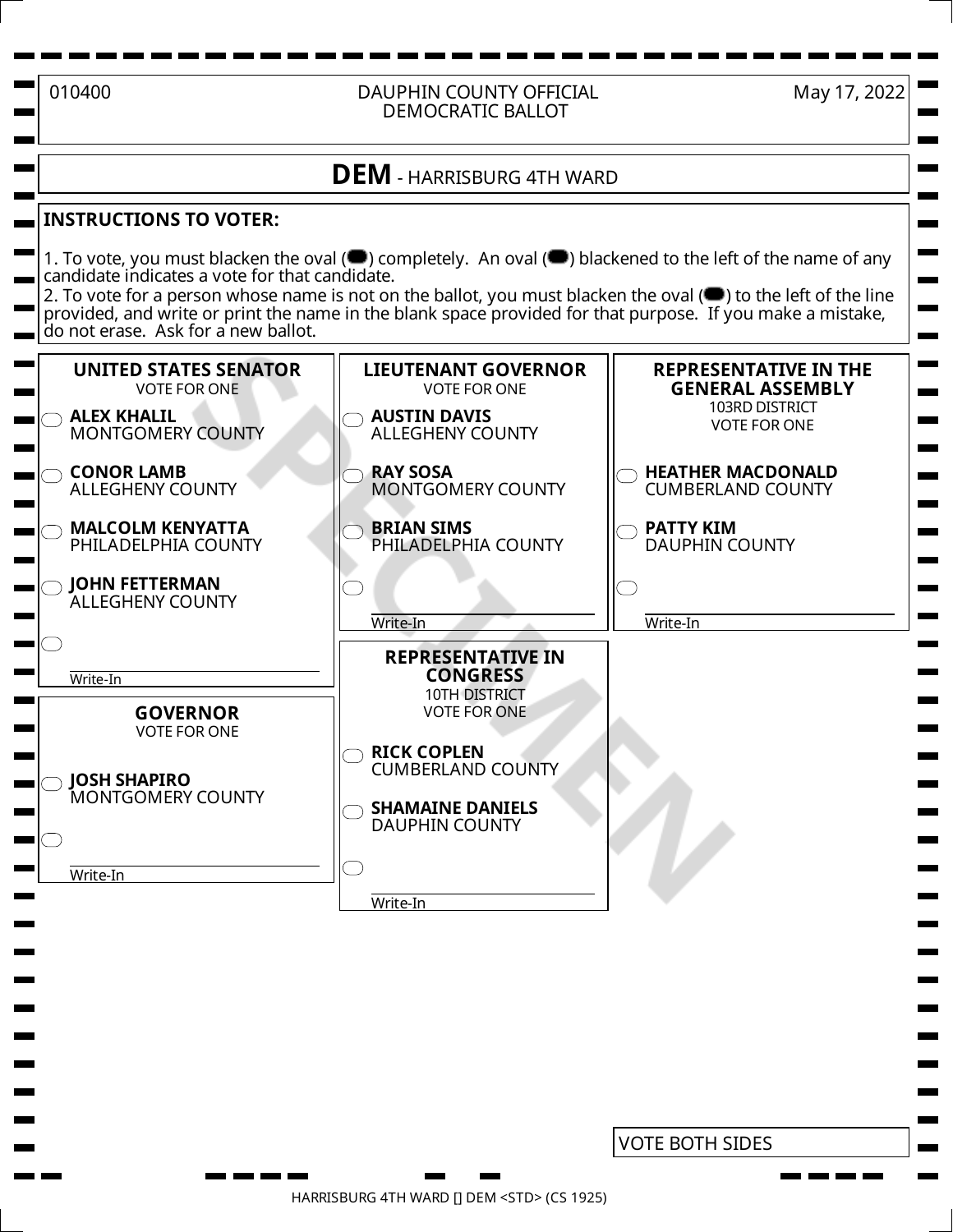010400

DAUPHIN COUNTY OFFICIAL DEMOCRATIC BALLOT

May 17, 2022

# DEM - HARRISBURG 4TH WARD

**INSTRUCTIONS TO VOTER:**

1. To vote, you must blacken the oval (⬬) completely. An oval (⬬) blackened to the left of the name of any candidate indicates a vote for that candidate.
2. To vote for a person whose name is not on the ballot, you must blacken the oval (⬬) to the left of the line provided, and write or print the name in the blank space provided for that purpose. If you make a mistake, do not erase. Ask for a new ballot.

## UNITED STATES SENATOR
VOTE FOR ONE

- ⬭ **ALEX KHALIL** MONTGOMERY COUNTY
- ⬭ **CONOR LAMB** ALLEGHENY COUNTY
- ⬭ **MALCOLM KENYATTA** PHILADELPHIA COUNTY
- ⬭ **JOHN FETTERMAN** ALLEGHENY COUNTY
- ⬭ ____________ Write-In

## GOVERNOR
VOTE FOR ONE

- ⬭ **JOSH SHAPIRO** MONTGOMERY COUNTY
- ⬭ ____________ Write-In

## LIEUTENANT GOVERNOR
VOTE FOR ONE

- ⬭ **AUSTIN DAVIS** ALLEGHENY COUNTY
- ⬭ **RAY SOSA** MONTGOMERY COUNTY
- ⬭ **BRIAN SIMS** PHILADELPHIA COUNTY
- ⬭ ____________ Write-In

## REPRESENTATIVE IN CONGRESS
10TH DISTRICT
VOTE FOR ONE

- ⬭ **RICK COPLEN** CUMBERLAND COUNTY
- ⬭ **SHAMAINE DANIELS** DAUPHIN COUNTY
- ⬭ ____________ Write-In

## REPRESENTATIVE IN THE GENERAL ASSEMBLY
103RD DISTRICT
VOTE FOR ONE

- ⬭ **HEATHER MACDONALD** CUMBERLAND COUNTY
- ⬭ **PATTY KIM** DAUPHIN COUNTY
- ⬭ ____________ Write-In

VOTE BOTH SIDES

HARRISBURG 4TH WARD [] DEM <STD> (CS 1925)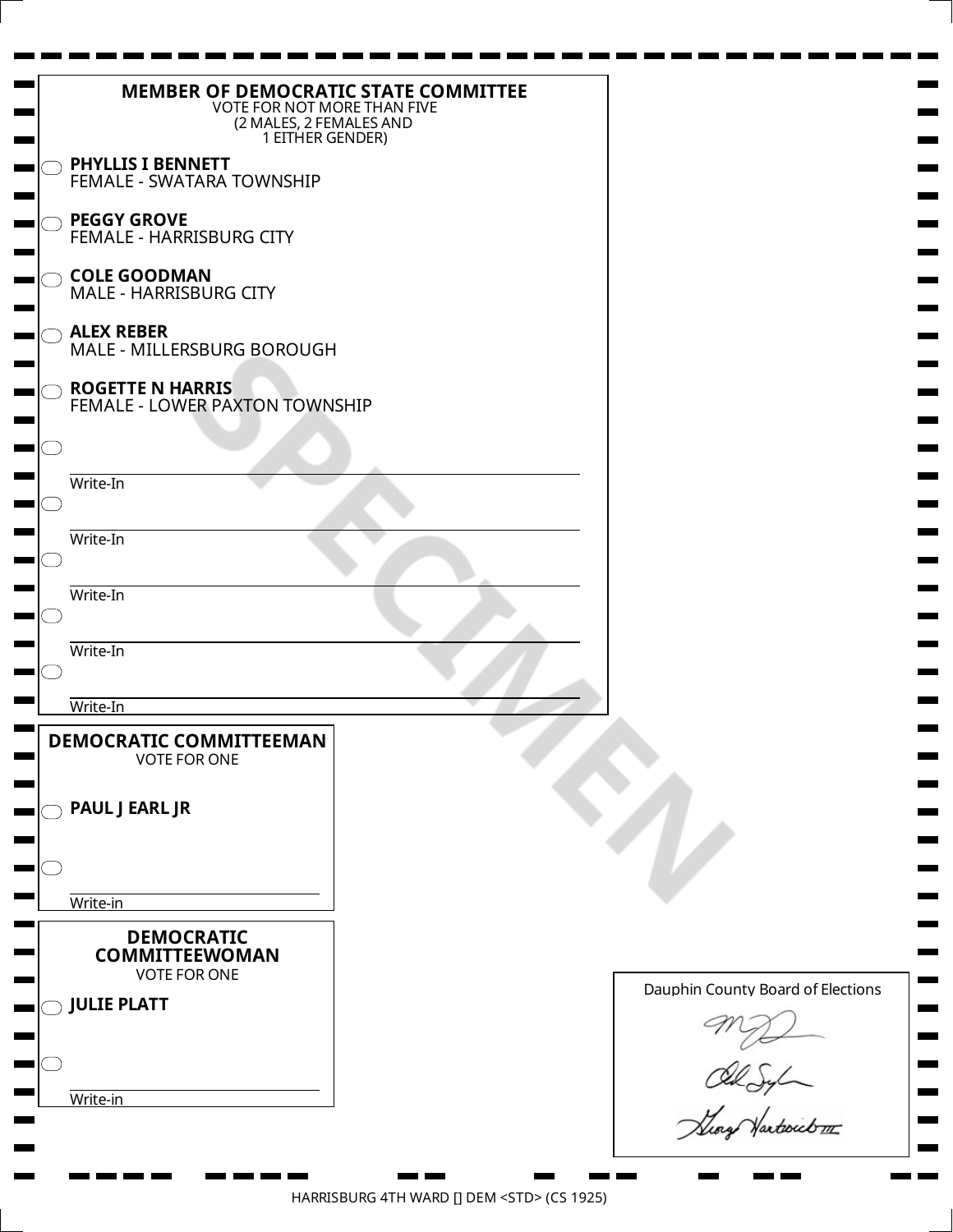## MEMBER OF DEMOCRATIC STATE COMMITTEE

VOTE FOR NOT MORE THAN FIVE
(2 MALES, 2 FEMALES AND
1 EITHER GENDER)

- **PHYLLIS I BENNETT**
  FEMALE - SWATARA TOWNSHIP
- **PEGGY GROVE**
  FEMALE - HARRISBURG CITY
- **COLE GOODMAN**
  MALE - HARRISBURG CITY
- **ALEX REBER**
  MALE - MILLERSBURG BOROUGH
- **ROGETTE N HARRIS**
  FEMALE - LOWER PAXTON TOWNSHIP
- Write-In
- Write-In
- Write-In
- Write-In
- Write-In

## DEMOCRATIC COMMITTEEMAN

VOTE FOR ONE

- **PAUL J EARL JR**
- Write-in

## DEMOCRATIC COMMITTEEWOMAN

VOTE FOR ONE

- **JULIE PLATT**
- Write-in

Dauphin County Board of Elections

SPECIMEN

HARRISBURG 4TH WARD [] DEM <STD> (CS 1925)